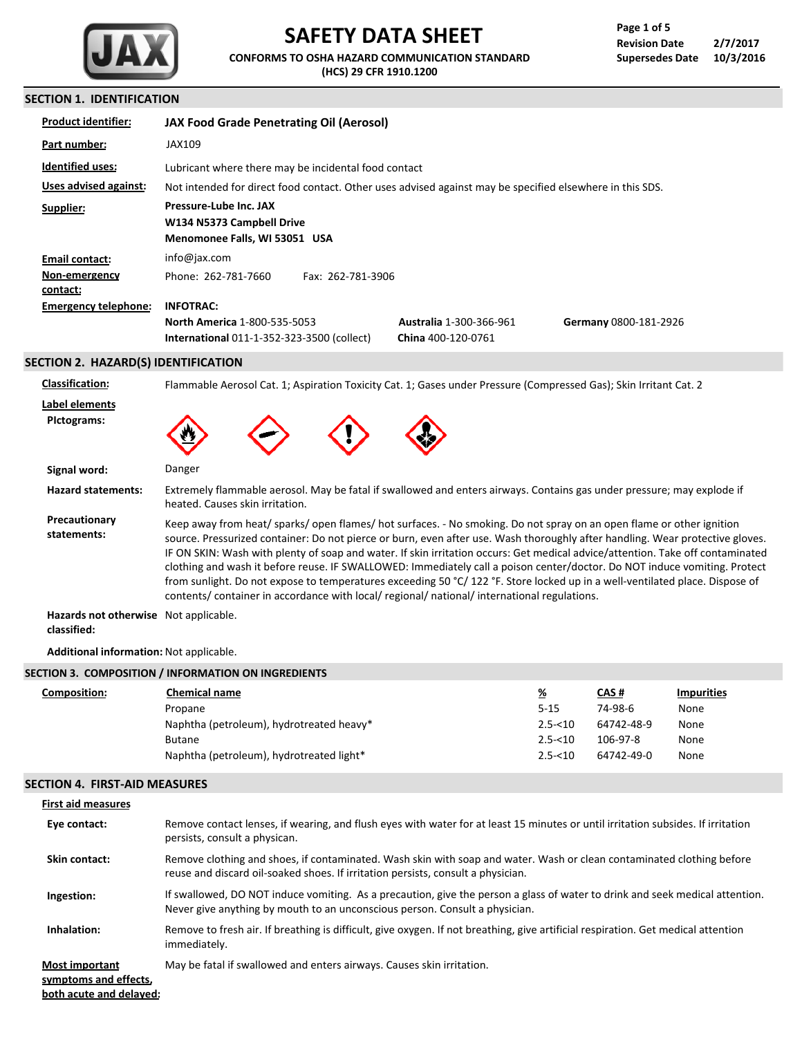# SAFETY DATA SHEET

**CONFORMS TO OSHA HAZARD COMMUNICATION STANDARD (HCS) 29 CFR 1910.1200**

**Page 1 of 5**
**Revision Date** 2/7/2017
**Supersedes Date** 10/3/2016

## SECTION 1. IDENTIFICATION

**Product identifier:** **JAX Food Grade Penetrating Oil (Aerosol)**

**Part number:** JAX109

**Identified uses:** Lubricant where there may be incidental food contact

**Uses advised against:** Not intended for direct food contact. Other uses advised against may be specified elsewhere in this SDS.

**Supplier:**
**Pressure-Lube Inc. JAX**
**W134 N5373 Campbell Drive**
**Menomonee Falls, WI 53051 USA**

**Email contact:** info@jax.com

**Non-emergency contact:** Phone: 262-781-7660 Fax: 262-781-3906

**Emergency telephone:** **INFOTRAC:**
**North America** 1-800-535-5053
**International** 011-1-352-323-3500 (collect)
**Australia** 1-300-366-961
**China** 400-120-0761
**Germany** 0800-181-2926

## SECTION 2. HAZARD(S) IDENTIFICATION

**Classification:** Flammable Aerosol Cat. 1; Aspiration Toxicity Cat. 1; Gases under Pressure (Compressed Gas); Skin Irritant Cat. 2

**Label elements**

**Pictograms:**

**Signal word:** Danger

**Hazard statements:** Extremely flammable aerosol. May be fatal if swallowed and enters airways. Contains gas under pressure; may explode if heated. Causes skin irritation.

**Precautionary statements:** Keep away from heat/ sparks/ open flames/ hot surfaces. - No smoking. Do not spray on an open flame or other ignition source. Pressurized container: Do not pierce or burn, even after use. Wash thoroughly after handling. Wear protective gloves. IF ON SKIN: Wash with plenty of soap and water. If skin irritation occurs: Get medical advice/attention. Take off contaminated clothing and wash it before reuse. IF SWALLOWED: Immediately call a poison center/doctor. Do NOT induce vomiting. Protect from sunlight. Do not expose to temperatures exceeding 50 °C/ 122 °F. Store locked up in a well-ventilated place. Dispose of contents/ container in accordance with local/ regional/ national/ international regulations.

**Hazards not otherwise classified:** Not applicable.

**Additional information:** Not applicable.

## SECTION 3. COMPOSITION / INFORMATION ON INGREDIENTS

**Composition:**

| Chemical name | % | CAS # | Impurities |
|---|---|---|---|
| Propane | 5-15 | 74-98-6 | None |
| Naphtha (petroleum), hydrotreated heavy* | 2.5-<10 | 64742-48-9 | None |
| Butane | 2.5-<10 | 106-97-8 | None |
| Naphtha (petroleum), hydrotreated light* | 2.5-<10 | 64742-49-0 | None |

## SECTION 4. FIRST-AID MEASURES

**First aid measures**

**Eye contact:** Remove contact lenses, if wearing, and flush eyes with water for at least 15 minutes or until irritation subsides. If irritation persists, consult a physican.

**Skin contact:** Remove clothing and shoes, if contaminated. Wash skin with soap and water. Wash or clean contaminated clothing before reuse and discard oil-soaked shoes. If irritation persists, consult a physician.

**Ingestion:** If swallowed, DO NOT induce vomiting. As a precaution, give the person a glass of water to drink and seek medical attention. Never give anything by mouth to an unconscious person. Consult a physician.

**Inhalation:** Remove to fresh air. If breathing is difficult, give oxygen. If not breathing, give artificial respiration. Get medical attention immediately.

**Most important symptoms and effects, both acute and delayed:** May be fatal if swallowed and enters airways. Causes skin irritation.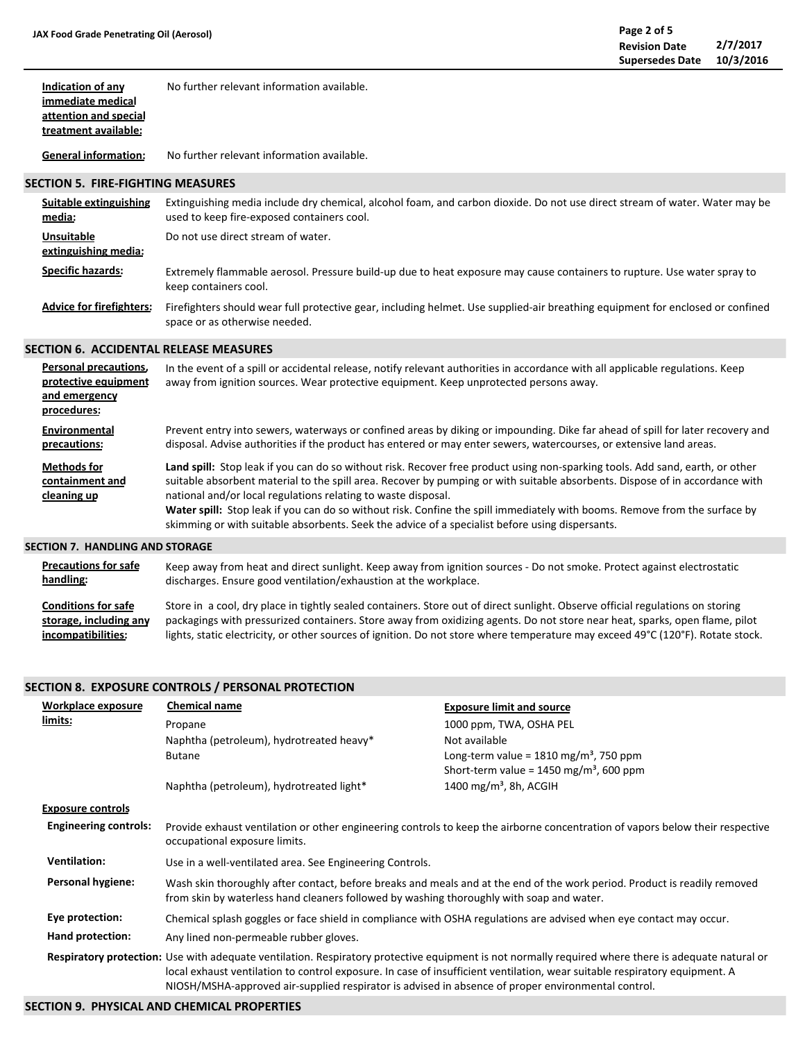**Indication of any immediate medical attention and special treatment available:** No further relevant information available.

**General information:** No further relevant information available.

## SECTION 5. FIRE-FIGHTING MEASURES

**Suitable extinguishing media:** Extinguishing media include dry chemical, alcohol foam, and carbon dioxide. Do not use direct stream of water. Water may be used to keep fire-exposed containers cool.

**Unsuitable extinguishing media:** Do not use direct stream of water.

**Specific hazards:** Extremely flammable aerosol. Pressure build-up due to heat exposure may cause containers to rupture. Use water spray to keep containers cool.

**Advice for firefighters:** Firefighters should wear full protective gear, including helmet. Use supplied-air breathing equipment for enclosed or confined space or as otherwise needed.

## SECTION 6. ACCIDENTAL RELEASE MEASURES

**Personal precautions, protective equipment and emergency procedures:** In the event of a spill or accidental release, notify relevant authorities in accordance with all applicable regulations. Keep away from ignition sources. Wear protective equipment. Keep unprotected persons away.

**Environmental precautions:** Prevent entry into sewers, waterways or confined areas by diking or impounding. Dike far ahead of spill for later recovery and disposal. Advise authorities if the product has entered or may enter sewers, watercourses, or extensive land areas.

**Methods for containment and cleaning up**

**Land spill:** Stop leak if you can do so without risk. Recover free product using non-sparking tools. Add sand, earth, or other suitable absorbent material to the spill area. Recover by pumping or with suitable absorbents. Dispose of in accordance with national and/or local regulations relating to waste disposal.

**Water spill:** Stop leak if you can do so without risk. Confine the spill immediately with booms. Remove from the surface by skimming or with suitable absorbents. Seek the advice of a specialist before using dispersants.

## SECTION 7. HANDLING AND STORAGE

**Precautions for safe handling:** Keep away from heat and direct sunlight. Keep away from ignition sources - Do not smoke. Protect against electrostatic discharges. Ensure good ventilation/exhaustion at the workplace.

**Conditions for safe storage, including any incompatibilities:** Store in a cool, dry place in tightly sealed containers. Store out of direct sunlight. Observe official regulations on storing packagings with pressurized containers. Store away from oxidizing agents. Do not store near heat, sparks, open flame, pilot lights, static electricity, or other sources of ignition. Do not store where temperature may exceed 49°C (120°F). Rotate stock.

## SECTION 8. EXPOSURE CONTROLS / PERSONAL PROTECTION

**Workplace exposure limits:**

| Chemical name | Exposure limit and source |
|---|---|
| Propane | 1000 ppm, TWA, OSHA PEL |
| Naphtha (petroleum), hydrotreated heavy* | Not available |
| Butane | Long-term value = 1810 mg/m³, 750 ppm<br>Short-term value = 1450 mg/m³, 600 ppm |
| Naphtha (petroleum), hydrotreated light* | 1400 mg/m³, 8h, ACGIH |

**Exposure controls**

**Engineering controls:** Provide exhaust ventilation or other engineering controls to keep the airborne concentration of vapors below their respective occupational exposure limits.

**Ventilation:** Use in a well-ventilated area. See Engineering Controls.

**Personal hygiene:** Wash skin thoroughly after contact, before breaks and meals and at the end of the work period. Product is readily removed from skin by waterless hand cleaners followed by washing thoroughly with soap and water.

**Eye protection:** Chemical splash goggles or face shield in compliance with OSHA regulations are advised when eye contact may occur.

**Hand protection:** Any lined non-permeable rubber gloves.

**Respiratory protection:** Use with adequate ventilation. Respiratory protective equipment is not normally required where there is adequate natural or local exhaust ventilation to control exposure. In case of insufficient ventilation, wear suitable respiratory equipment. A NIOSH/MSHA-approved air-supplied respirator is advised in absence of proper environmental control.

## SECTION 9. PHYSICAL AND CHEMICAL PROPERTIES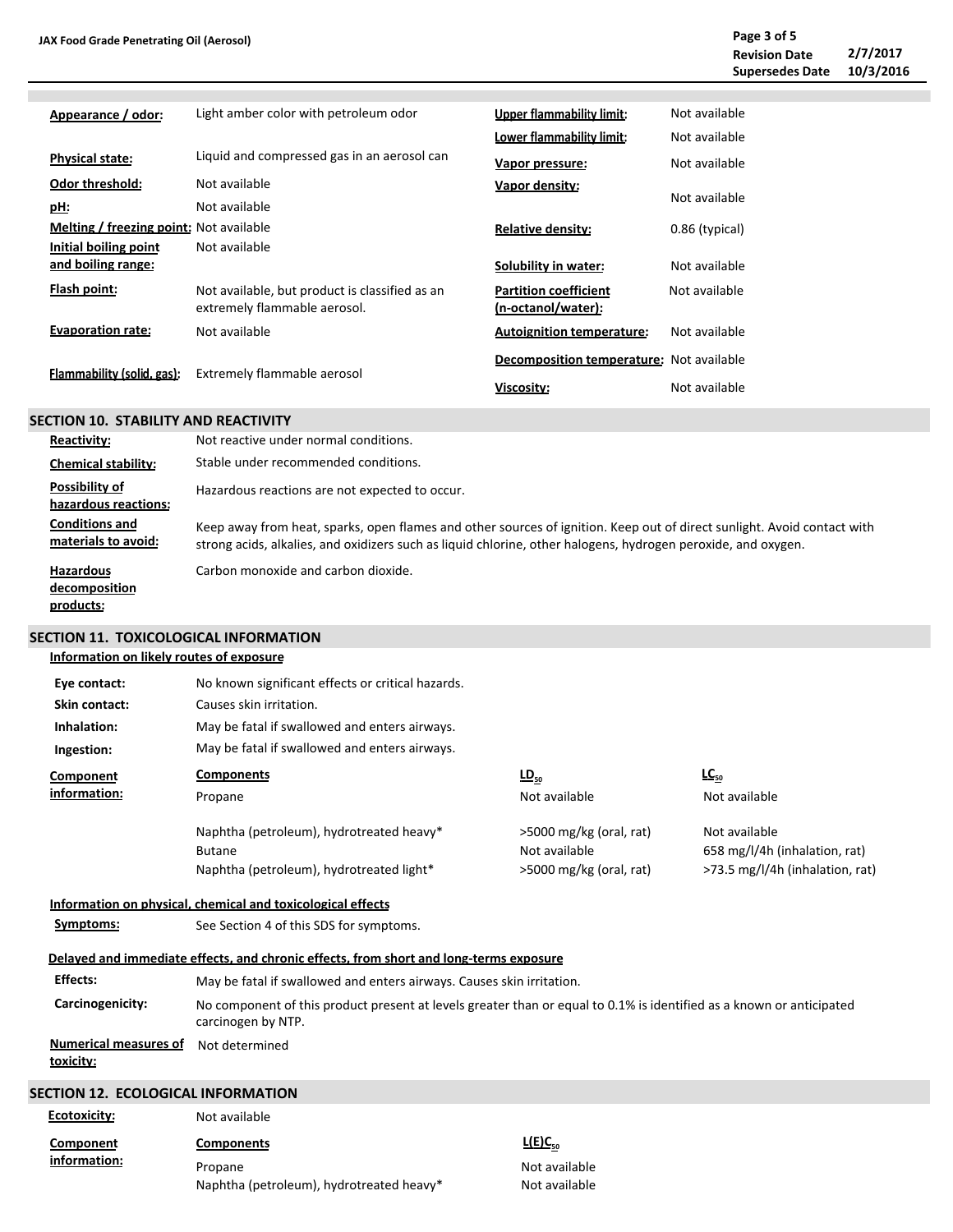| | | | |
|---|---|---|---|
| **Appearance / odor:** | Light amber color with petroleum odor | **Upper flammability limit:** | Not available |
| | | **Lower flammability limit:** | Not available |
| **Physical state:** | Liquid and compressed gas in an aerosol can | **Vapor pressure:** | Not available |
| **Odor threshold:** | Not available | **Vapor density:** | Not available |
| **pH:** | Not available | | |
| **Melting / freezing point:** | Not available | **Relative density:** | 0.86 (typical) |
| **Initial boiling point and boiling range:** | Not available | **Solubility in water:** | Not available |
| **Flash point:** | Not available, but product is classified as an extremely flammable aerosol. | **Partition coefficient (n-octanol/water):** | Not available |
| **Evaporation rate:** | Not available | **Autoignition temperature:** | Not available |
| | | **Decomposition temperature:** | Not available |
| **Flammability (solid, gas):** | Extremely flammable aerosol | **Viscosity:** | Not available |

## SECTION 10. STABILITY AND REACTIVITY

**Reactivity:** Not reactive under normal conditions.

**Chemical stability:** Stable under recommended conditions.

**Possibility of hazardous reactions:** Hazardous reactions are not expected to occur.

**Conditions and materials to avoid:** Keep away from heat, sparks, open flames and other sources of ignition. Keep out of direct sunlight. Avoid contact with strong acids, alkalies, and oxidizers such as liquid chlorine, other halogens, hydrogen peroxide, and oxygen.

**Hazardous decomposition products:** Carbon monoxide and carbon dioxide.

## SECTION 11. TOXICOLOGICAL INFORMATION

**Information on likely routes of exposure**

**Eye contact:** No known significant effects or critical hazards.

**Skin contact:** Causes skin irritation.

**Inhalation:** May be fatal if swallowed and enters airways.

**Ingestion:** May be fatal if swallowed and enters airways.

**Component information:**

| Components | $LD_{50}$ | $LC_{50}$ |
|---|---|---|
| Propane | Not available | Not available |
| Naphtha (petroleum), hydrotreated heavy* | >5000 mg/kg (oral, rat) | Not available |
| Butane | Not available | 658 mg/l/4h (inhalation, rat) |
| Naphtha (petroleum), hydrotreated light* | >5000 mg/kg (oral, rat) | >73.5 mg/l/4h (inhalation, rat) |

**Information on physical, chemical and toxicological effects**

**Symptoms:** See Section 4 of this SDS for symptoms.

**Delayed and immediate effects, and chronic effects, from short and long-terms exposure**

**Effects:** May be fatal if swallowed and enters airways. Causes skin irritation.

**Carcinogenicity:** No component of this product present at levels greater than or equal to 0.1% is identified as a known or anticipated carcinogen by NTP.

**Numerical measures of toxicity:** Not determined

## SECTION 12. ECOLOGICAL INFORMATION

**Ecotoxicity:** Not available

**Component information:**

| Components | $L(E)C_{50}$ |
|---|---|
| Propane | Not available |
| Naphtha (petroleum), hydrotreated heavy* | Not available |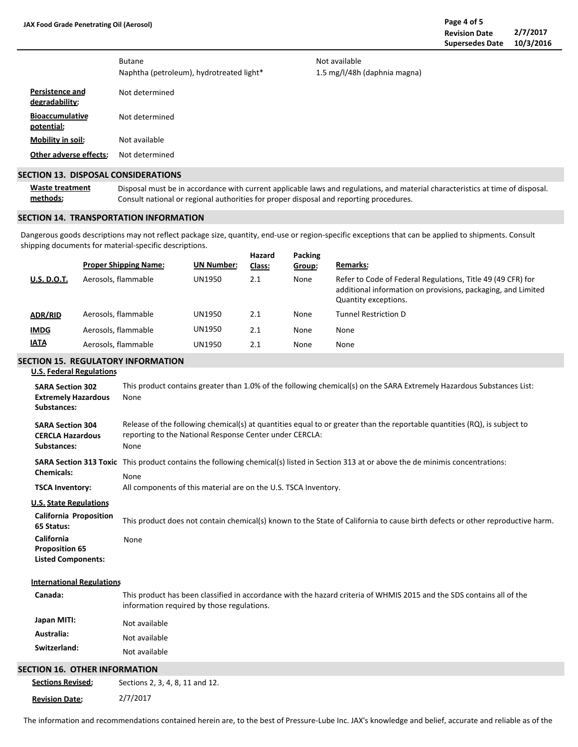| | | |
|---|---|---|
| | Butane | Not available |
| | Naphtha (petroleum), hydrotreated light* | 1.5 mg/l/48h (daphnia magna) |

**Persistence and degradability:** Not determined

**Bioaccumulative potential:** Not determined

**Mobility in soil:** Not available

**Other adverse effects:** Not determined

## SECTION 13. DISPOSAL CONSIDERATIONS

**Waste treatment methods:** Disposal must be in accordance with current applicable laws and regulations, and material characteristics at time of disposal. Consult national or regional authorities for proper disposal and reporting procedures.

## SECTION 14. TRANSPORTATION INFORMATION

Dangerous goods descriptions may not reflect package size, quantity, end-use or region-specific exceptions that can be applied to shipments. Consult shipping documents for material-specific descriptions.

| | Proper Shipping Name: | UN Number: | Hazard Class: | Packing Group: | Remarks: |
|---|---|---|---|---|---|
| **U.S. D.O.T.** | Aerosols, flammable | UN1950 | 2.1 | None | Refer to Code of Federal Regulations, Title 49 (49 CFR) for additional information on provisions, packaging, and Limited Quantity exceptions. |
| **ADR/RID** | Aerosols, flammable | UN1950 | 2.1 | None | Tunnel Restriction D |
| **IMDG** | Aerosols, flammable | UN1950 | 2.1 | None | None |
| **IATA** | Aerosols, flammable | UN1950 | 2.1 | None | None |

## SECTION 15. REGULATORY INFORMATION

### U.S. Federal Regulations

**SARA Section 302 Extremely Hazardous Substances:** This product contains greater than 1.0% of the following chemical(s) on the SARA Extremely Hazardous Substances List: None

**SARA Section 304 CERCLA Hazardous Substances:** Release of the following chemical(s) at quantities equal to or greater than the reportable quantities (RQ), is subject to reporting to the National Response Center under CERCLA: None

**SARA Section 313 Toxic Chemicals:** This product contains the following chemical(s) listed in Section 313 at or above the de minimis concentrations: None

**TSCA Inventory:** All components of this material are on the U.S. TSCA Inventory.

### U.S. State Regulations

**California Proposition 65 Status:** This product does not contain chemical(s) known to the State of California to cause birth defects or other reproductive harm.

**California Proposition 65 Listed Components:** None

### International Regulations

**Canada:** This product has been classified in accordance with the hazard criteria of WHMIS 2015 and the SDS contains all of the information required by those regulations.

**Japan MITI:** Not available

**Australia:** Not available

**Switzerland:** Not available

## SECTION 16. OTHER INFORMATION

**Sections Revised:** Sections 2, 3, 4, 8, 11 and 12.

**Revision Date:** 2/7/2017

The information and recommendations contained herein are, to the best of Pressure-Lube Inc. JAX's knowledge and belief, accurate and reliable as of the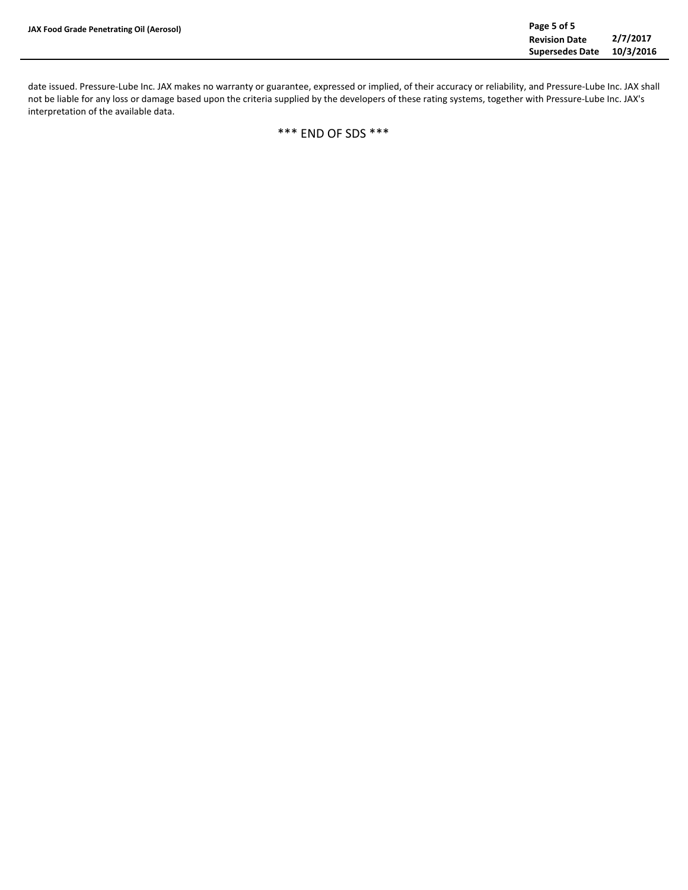date issued. Pressure-Lube Inc. JAX makes no warranty or guarantee, expressed or implied, of their accuracy or reliability, and Pressure-Lube Inc. JAX shall not be liable for any loss or damage based upon the criteria supplied by the developers of these rating systems, together with Pressure-Lube Inc. JAX's interpretation of the available data.

*** END OF SDS ***